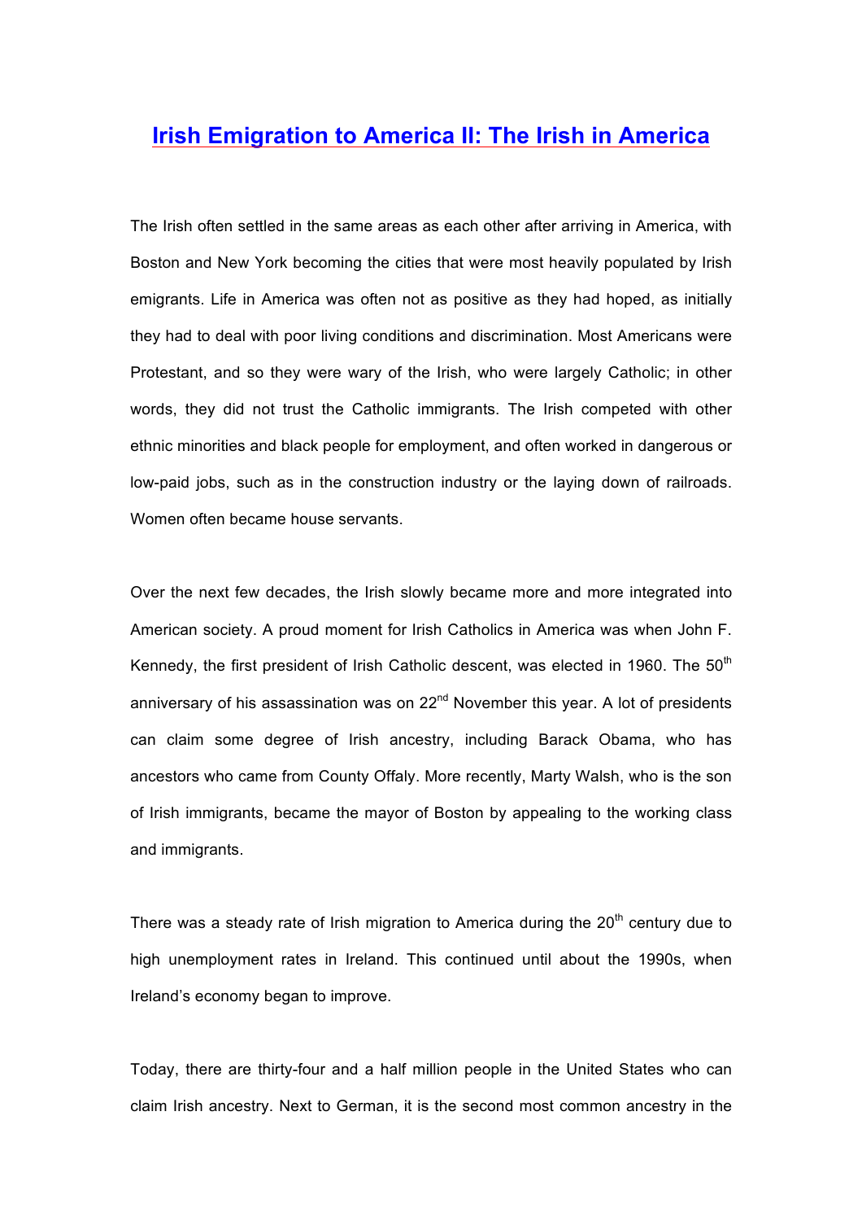# Irish Emigration to America II: The Irish in America

The Irish often settled in the same areas as each other after arriving in America, with Boston and New York becoming the cities that were most heavily populated by Irish emigrants. Life in America was often not as positive as they had hoped, as initially they had to deal with poor living conditions and discrimination. Most Americans were Protestant, and so they were wary of the Irish, who were largely Catholic; in other words, they did not trust the Catholic immigrants. The Irish competed with other ethnic minorities and black people for employment, and often worked in dangerous or low-paid jobs, such as in the construction industry or the laying down of railroads. Women often became house servants.

Over the next few decades, the Irish slowly became more and more integrated into American society. A proud moment for Irish Catholics in America was when John F. Kennedy, the first president of Irish Catholic descent, was elected in 1960. The 50th anniversary of his assassination was on 22nd November this year. A lot of presidents can claim some degree of Irish ancestry, including Barack Obama, who has ancestors who came from County Offaly. More recently, Marty Walsh, who is the son of Irish immigrants, became the mayor of Boston by appealing to the working class and immigrants.

There was a steady rate of Irish migration to America during the 20th century due to high unemployment rates in Ireland. This continued until about the 1990s, when Ireland's economy began to improve.

Today, there are thirty-four and a half million people in the United States who can claim Irish ancestry. Next to German, it is the second most common ancestry in the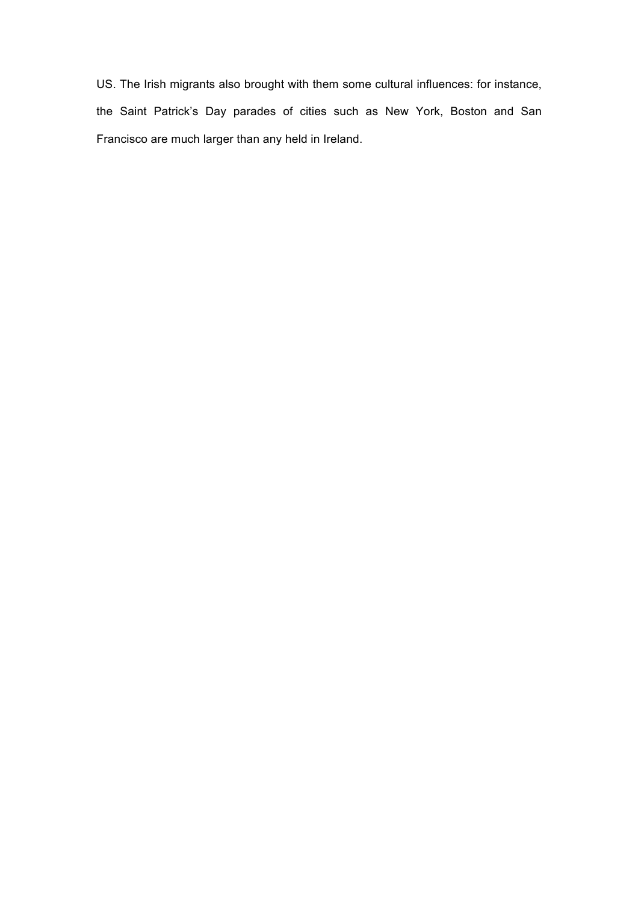US. The Irish migrants also brought with them some cultural influences: for instance, the Saint Patrick's Day parades of cities such as New York, Boston and San Francisco are much larger than any held in Ireland.